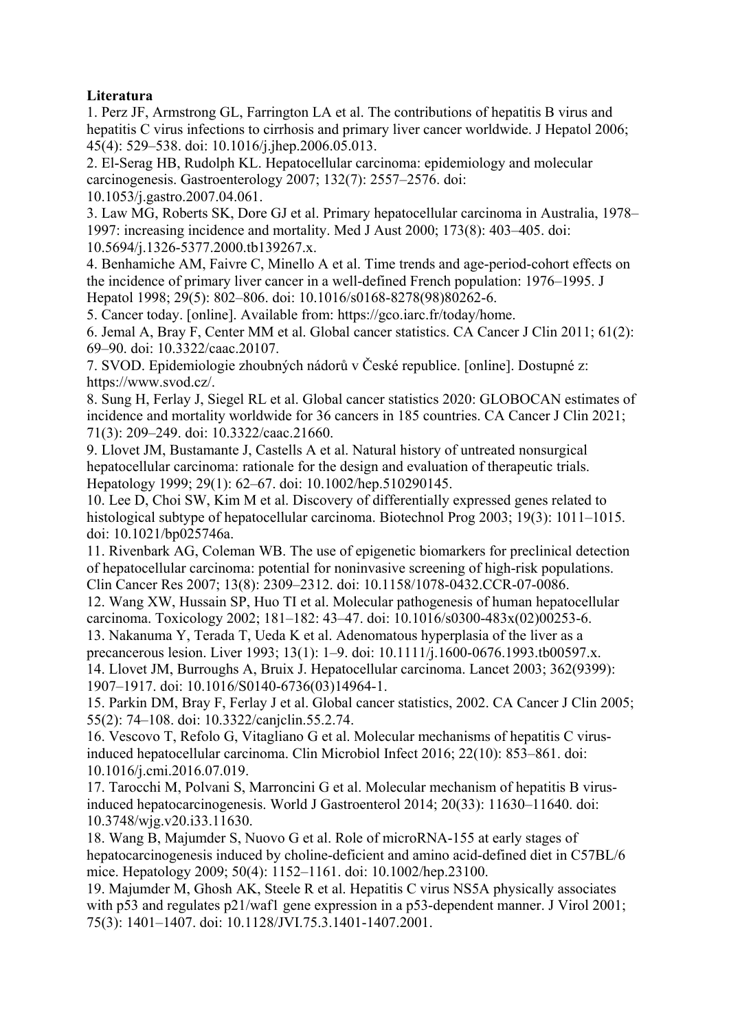**Literatura**

1. Perz JF, Armstrong GL, Farrington LA et al. The contributions of hepatitis B virus and hepatitis C virus infections to cirrhosis and primary liver cancer worldwide. J Hepatol 2006; 45(4): 529–538. doi: 10.1016/j.jhep.2006.05.013.
2. El-Serag HB, Rudolph KL. Hepatocellular carcinoma: epidemiology and molecular carcinogenesis. Gastroenterology 2007; 132(7): 2557–2576. doi: 10.1053/j.gastro.2007.04.061.
3. Law MG, Roberts SK, Dore GJ et al. Primary hepatocellular carcinoma in Australia, 1978–1997: increasing incidence and mortality. Med J Aust 2000; 173(8): 403–405. doi: 10.5694/j.1326-5377.2000.tb139267.x.
4. Benhamiche AM, Faivre C, Minello A et al. Time trends and age-period-cohort effects on the incidence of primary liver cancer in a well-defined French population: 1976–1995. J Hepatol 1998; 29(5): 802–806. doi: 10.1016/s0168-8278(98)80262-6.
5. Cancer today. [online]. Available from: https://gco.iarc.fr/today/home.
6. Jemal A, Bray F, Center MM et al. Global cancer statistics. CA Cancer J Clin 2011; 61(2): 69–90. doi: 10.3322/caac.20107.
7. SVOD. Epidemiologie zhoubných nádorů v České republice. [online]. Dostupné z: https://www.svod.cz/.
8. Sung H, Ferlay J, Siegel RL et al. Global cancer statistics 2020: GLOBOCAN estimates of incidence and mortality worldwide for 36 cancers in 185 countries. CA Cancer J Clin 2021; 71(3): 209–249. doi: 10.3322/caac.21660.
9. Llovet JM, Bustamante J, Castells A et al. Natural history of untreated nonsurgical hepatocellular carcinoma: rationale for the design and evaluation of therapeutic trials. Hepatology 1999; 29(1): 62–67. doi: 10.1002/hep.510290145.
10. Lee D, Choi SW, Kim M et al. Discovery of differentially expressed genes related to histological subtype of hepatocellular carcinoma. Biotechnol Prog 2003; 19(3): 1011–1015. doi: 10.1021/bp025746a.
11. Rivenbark AG, Coleman WB. The use of epigenetic biomarkers for preclinical detection of hepatocellular carcinoma: potential for noninvasive screening of high-risk populations. Clin Cancer Res 2007; 13(8): 2309–2312. doi: 10.1158/1078-0432.CCR-07-0086.
12. Wang XW, Hussain SP, Huo TI et al. Molecular pathogenesis of human hepatocellular carcinoma. Toxicology 2002; 181–182: 43–47. doi: 10.1016/s0300-483x(02)00253-6.
13. Nakanuma Y, Terada T, Ueda K et al. Adenomatous hyperplasia of the liver as a precancerous lesion. Liver 1993; 13(1): 1–9. doi: 10.1111/j.1600-0676.1993.tb00597.x.
14. Llovet JM, Burroughs A, Bruix J. Hepatocellular carcinoma. Lancet 2003; 362(9399): 1907–1917. doi: 10.1016/S0140-6736(03)14964-1.
15. Parkin DM, Bray F, Ferlay J et al. Global cancer statistics, 2002. CA Cancer J Clin 2005; 55(2): 74–108. doi: 10.3322/canjclin.55.2.74.
16. Vescovo T, Refolo G, Vitagliano G et al. Molecular mechanisms of hepatitis C virus-induced hepatocellular carcinoma. Clin Microbiol Infect 2016; 22(10): 853–861. doi: 10.1016/j.cmi.2016.07.019.
17. Tarocchi M, Polvani S, Marroncini G et al. Molecular mechanism of hepatitis B virus-induced hepatocarcinogenesis. World J Gastroenterol 2014; 20(33): 11630–11640. doi: 10.3748/wjg.v20.i33.11630.
18. Wang B, Majumder S, Nuovo G et al. Role of microRNA-155 at early stages of hepatocarcinogenesis induced by choline-deficient and amino acid-defined diet in C57BL/6 mice. Hepatology 2009; 50(4): 1152–1161. doi: 10.1002/hep.23100.
19. Majumder M, Ghosh AK, Steele R et al. Hepatitis C virus NS5A physically associates with p53 and regulates p21/waf1 gene expression in a p53-dependent manner. J Virol 2001; 75(3): 1401–1407. doi: 10.1128/JVI.75.3.1401-1407.2001.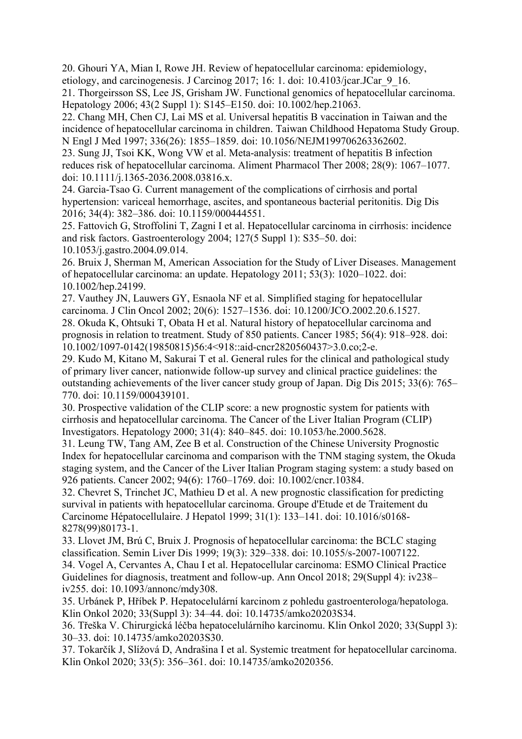20. Ghouri YA, Mian I, Rowe JH. Review of hepatocellular carcinoma: epidemiology, etiology, and carcinogenesis. J Carcinog 2017; 16: 1. doi: 10.4103/jcar.JCar_9_16.

21. Thorgeirsson SS, Lee JS, Grisham JW. Functional genomics of hepatocellular carcinoma. Hepatology 2006; 43(2 Suppl 1): S145–E150. doi: 10.1002/hep.21063.

22. Chang MH, Chen CJ, Lai MS et al. Universal hepatitis B vaccination in Taiwan and the incidence of hepatocellular carcinoma in children. Taiwan Childhood Hepatoma Study Group. N Engl J Med 1997; 336(26): 1855–1859. doi: 10.1056/NEJM199706263362602.

23. Sung JJ, Tsoi KK, Wong VW et al. Meta-analysis: treatment of hepatitis B infection reduces risk of hepatocellular carcinoma. Aliment Pharmacol Ther 2008; 28(9): 1067–1077. doi: 10.1111/j.1365-2036.2008.03816.x.

24. Garcia-Tsao G. Current management of the complications of cirrhosis and portal hypertension: variceal hemorrhage, ascites, and spontaneous bacterial peritonitis. Dig Dis 2016; 34(4): 382–386. doi: 10.1159/000444551.

25. Fattovich G, Stroffolini T, Zagni I et al. Hepatocellular carcinoma in cirrhosis: incidence and risk factors. Gastroenterology 2004; 127(5 Suppl 1): S35–50. doi: 10.1053/j.gastro.2004.09.014.

26. Bruix J, Sherman M, American Association for the Study of Liver Diseases. Management of hepatocellular carcinoma: an update. Hepatology 2011; 53(3): 1020–1022. doi: 10.1002/hep.24199.

27. Vauthey JN, Lauwers GY, Esnaola NF et al. Simplified staging for hepatocellular carcinoma. J Clin Oncol 2002; 20(6): 1527–1536. doi: 10.1200/JCO.2002.20.6.1527.

28. Okuda K, Ohtsuki T, Obata H et al. Natural history of hepatocellular carcinoma and prognosis in relation to treatment. Study of 850 patients. Cancer 1985; 56(4): 918–928. doi: 10.1002/1097-0142(19850815)56:4<918::aid-cncr2820560437>3.0.co;2-e.

29. Kudo M, Kitano M, Sakurai T et al. General rules for the clinical and pathological study of primary liver cancer, nationwide follow-up survey and clinical practice guidelines: the outstanding achievements of the liver cancer study group of Japan. Dig Dis 2015; 33(6): 765–770. doi: 10.1159/000439101.

30. Prospective validation of the CLIP score: a new prognostic system for patients with cirrhosis and hepatocellular carcinoma. The Cancer of the Liver Italian Program (CLIP) Investigators. Hepatology 2000; 31(4): 840–845. doi: 10.1053/he.2000.5628.

31. Leung TW, Tang AM, Zee B et al. Construction of the Chinese University Prognostic Index for hepatocellular carcinoma and comparison with the TNM staging system, the Okuda staging system, and the Cancer of the Liver Italian Program staging system: a study based on 926 patients. Cancer 2002; 94(6): 1760–1769. doi: 10.1002/cncr.10384.

32. Chevret S, Trinchet JC, Mathieu D et al. A new prognostic classification for predicting survival in patients with hepatocellular carcinoma. Groupe d'Etude et de Traitement du Carcinome Hépatocellulaire. J Hepatol 1999; 31(1): 133–141. doi: 10.1016/s0168-8278(99)80173-1.

33. Llovet JM, Brú C, Bruix J. Prognosis of hepatocellular carcinoma: the BCLC staging classification. Semin Liver Dis 1999; 19(3): 329–338. doi: 10.1055/s-2007-1007122.

34. Vogel A, Cervantes A, Chau I et al. Hepatocellular carcinoma: ESMO Clinical Practice Guidelines for diagnosis, treatment and follow-up. Ann Oncol 2018; 29(Suppl 4): iv238–iv255. doi: 10.1093/annonc/mdy308.

35. Urbánek P, Hříbek P. Hepatocelulární karcinom z pohledu gastroenterologa/hepatologa. Klin Onkol 2020; 33(Suppl 3): 34–44. doi: 10.14735/amko20203S34.

36. Třeška V. Chirurgická léčba hepatocelulárního karcinomu. Klin Onkol 2020; 33(Suppl 3): 30–33. doi: 10.14735/amko20203S30.

37. Tokarčík J, Slížová D, Andrašina I et al. Systemic treatment for hepatocellular carcinoma. Klin Onkol 2020; 33(5): 356–361. doi: 10.14735/amko2020356.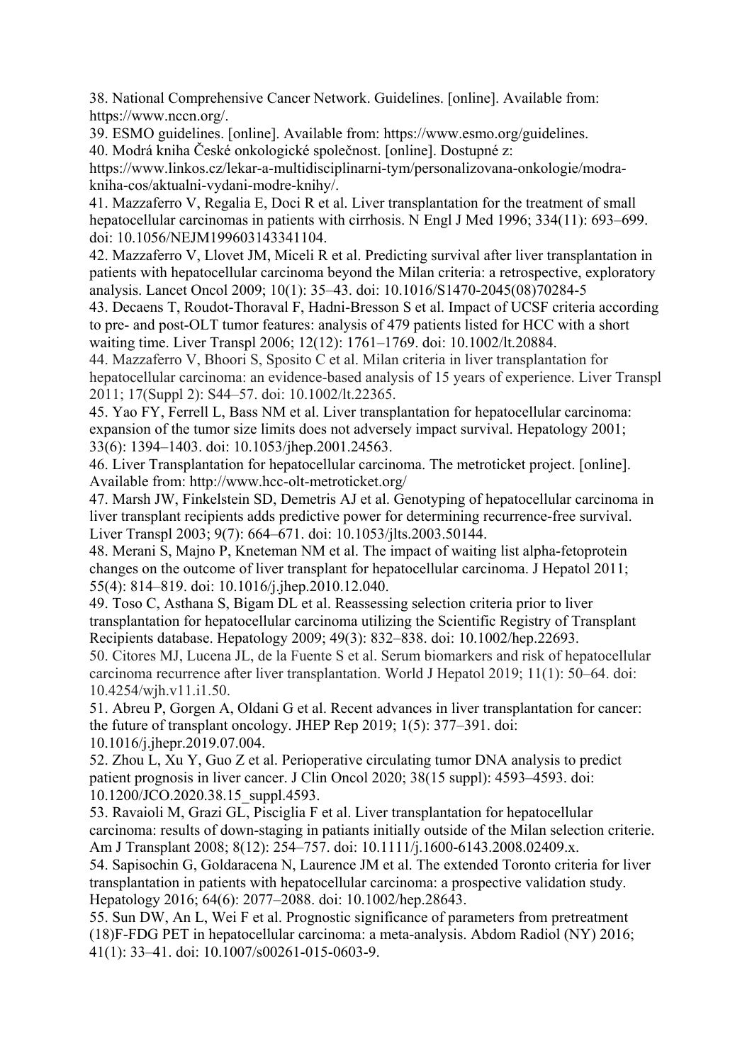38. National Comprehensive Cancer Network. Guidelines. [online]. Available from: https://www.nccn.org/.

39. ESMO guidelines. [online]. Available from: https://www.esmo.org/guidelines.

40. Modrá kniha České onkologické společnost. [online]. Dostupné z: https://www.linkos.cz/lekar-a-multidisciplinarni-tym/personalizovana-onkologie/modra-kniha-cos/aktualni-vydani-modre-knihy/.

41. Mazzaferro V, Regalia E, Doci R et al. Liver transplantation for the treatment of small hepatocellular carcinomas in patients with cirrhosis. N Engl J Med 1996; 334(11): 693–699. doi: 10.1056/NEJM199603143341104.

42. Mazzaferro V, Llovet JM, Miceli R et al. Predicting survival after liver transplantation in patients with hepatocellular carcinoma beyond the Milan criteria: a retrospective, exploratory analysis. Lancet Oncol 2009; 10(1): 35–43. doi: 10.1016/S1470-2045(08)70284-5

43. Decaens T, Roudot-Thoraval F, Hadni-Bresson S et al. Impact of UCSF criteria according to pre- and post-OLT tumor features: analysis of 479 patients listed for HCC with a short waiting time. Liver Transpl 2006; 12(12): 1761–1769. doi: 10.1002/lt.20884.

44. Mazzaferro V, Bhoori S, Sposito C et al. Milan criteria in liver transplantation for hepatocellular carcinoma: an evidence-based analysis of 15 years of experience. Liver Transpl 2011; 17(Suppl 2): S44–57. doi: 10.1002/lt.22365.

45. Yao FY, Ferrell L, Bass NM et al. Liver transplantation for hepatocellular carcinoma: expansion of the tumor size limits does not adversely impact survival. Hepatology 2001; 33(6): 1394–1403. doi: 10.1053/jhep.2001.24563.

46. Liver Transplantation for hepatocellular carcinoma. The metroticket project. [online]. Available from: http://www.hcc-olt-metroticket.org/

47. Marsh JW, Finkelstein SD, Demetris AJ et al. Genotyping of hepatocellular carcinoma in liver transplant recipients adds predictive power for determining recurrence-free survival. Liver Transpl 2003; 9(7): 664–671. doi: 10.1053/jlts.2003.50144.

48. Merani S, Majno P, Kneteman NM et al. The impact of waiting list alpha-fetoprotein changes on the outcome of liver transplant for hepatocellular carcinoma. J Hepatol 2011; 55(4): 814–819. doi: 10.1016/j.jhep.2010.12.040.

49. Toso C, Asthana S, Bigam DL et al. Reassessing selection criteria prior to liver transplantation for hepatocellular carcinoma utilizing the Scientific Registry of Transplant Recipients database. Hepatology 2009; 49(3): 832–838. doi: 10.1002/hep.22693.

50. Citores MJ, Lucena JL, de la Fuente S et al. Serum biomarkers and risk of hepatocellular carcinoma recurrence after liver transplantation. World J Hepatol 2019; 11(1): 50–64. doi: 10.4254/wjh.v11.i1.50.

51. Abreu P, Gorgen A, Oldani G et al. Recent advances in liver transplantation for cancer: the future of transplant oncology. JHEP Rep 2019; 1(5): 377–391. doi: 10.1016/j.jhepr.2019.07.004.

52. Zhou L, Xu Y, Guo Z et al. Perioperative circulating tumor DNA analysis to predict patient prognosis in liver cancer. J Clin Oncol 2020; 38(15 suppl): 4593–4593. doi: 10.1200/JCO.2020.38.15_suppl.4593.

53. Ravaioli M, Grazi GL, Pisciglia F et al. Liver transplantation for hepatocellular carcinoma: results of down-staging in patiants initially outside of the Milan selection criterie. Am J Transplant 2008; 8(12): 254–757. doi: 10.1111/j.1600-6143.2008.02409.x.

54. Sapisochin G, Goldaracena N, Laurence JM et al. The extended Toronto criteria for liver transplantation in patients with hepatocellular carcinoma: a prospective validation study. Hepatology 2016; 64(6): 2077–2088. doi: 10.1002/hep.28643.

55. Sun DW, An L, Wei F et al. Prognostic significance of parameters from pretreatment (18)F-FDG PET in hepatocellular carcinoma: a meta-analysis. Abdom Radiol (NY) 2016; 41(1): 33–41. doi: 10.1007/s00261-015-0603-9.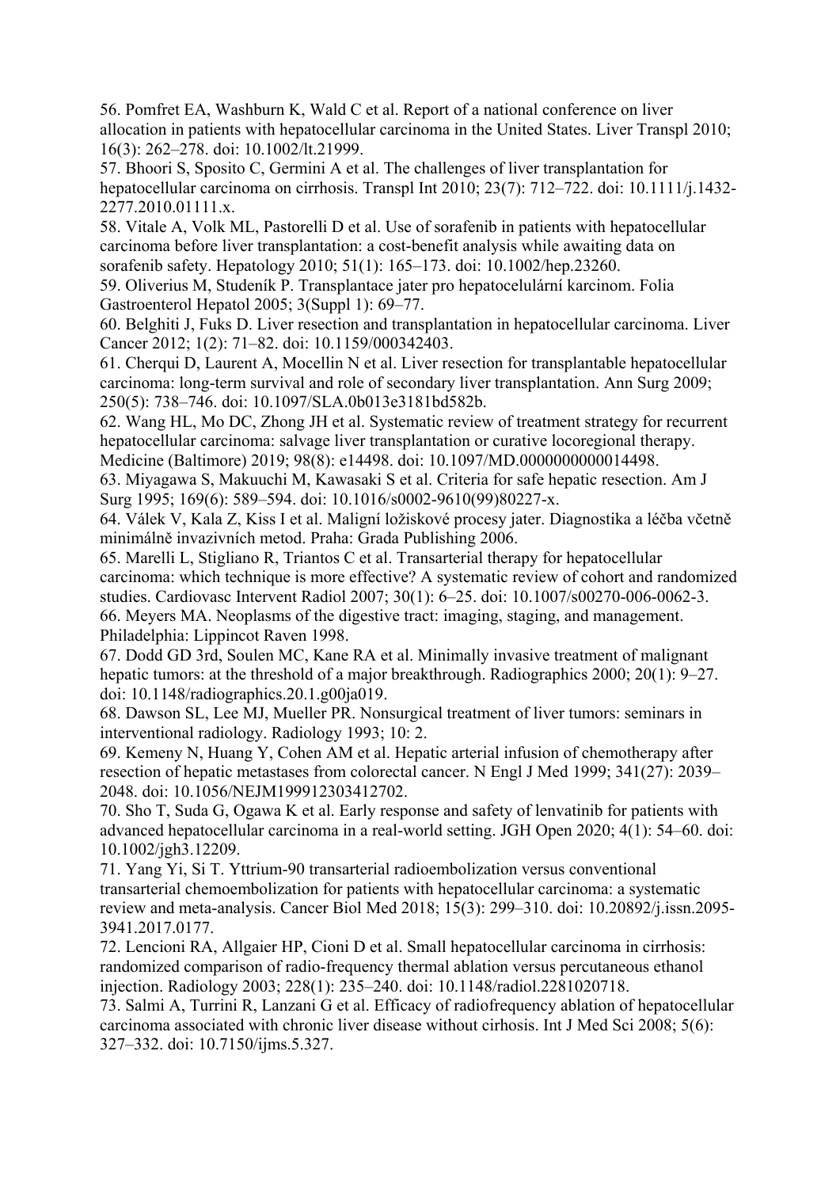56. Pomfret EA, Washburn K, Wald C et al. Report of a national conference on liver allocation in patients with hepatocellular carcinoma in the United States. Liver Transpl 2010; 16(3): 262–278. doi: 10.1002/lt.21999.

57. Bhoori S, Sposito C, Germini A et al. The challenges of liver transplantation for hepatocellular carcinoma on cirrhosis. Transpl Int 2010; 23(7): 712–722. doi: 10.1111/j.1432-2277.2010.01111.x.

58. Vitale A, Volk ML, Pastorelli D et al. Use of sorafenib in patients with hepatocellular carcinoma before liver transplantation: a cost-benefit analysis while awaiting data on sorafenib safety. Hepatology 2010; 51(1): 165–173. doi: 10.1002/hep.23260.

59. Oliverius M, Studeník P. Transplantace jater pro hepatocelulární karcinom. Folia Gastroenterol Hepatol 2005; 3(Suppl 1): 69–77.

60. Belghiti J, Fuks D. Liver resection and transplantation in hepatocellular carcinoma. Liver Cancer 2012; 1(2): 71–82. doi: 10.1159/000342403.

61. Cherqui D, Laurent A, Mocellin N et al. Liver resection for transplantable hepatocellular carcinoma: long-term survival and role of secondary liver transplantation. Ann Surg 2009; 250(5): 738–746. doi: 10.1097/SLA.0b013e3181bd582b.

62. Wang HL, Mo DC, Zhong JH et al. Systematic review of treatment strategy for recurrent hepatocellular carcinoma: salvage liver transplantation or curative locoregional therapy. Medicine (Baltimore) 2019; 98(8): e14498. doi: 10.1097/MD.0000000000014498.

63. Miyagawa S, Makuuchi M, Kawasaki S et al. Criteria for safe hepatic resection. Am J Surg 1995; 169(6): 589–594. doi: 10.1016/s0002-9610(99)80227-x.

64. Válek V, Kala Z, Kiss I et al. Maligní ložiskové procesy jater. Diagnostika a léčba včetně minimálně invazivních metod. Praha: Grada Publishing 2006.

65. Marelli L, Stigliano R, Triantos C et al. Transarterial therapy for hepatocellular carcinoma: which technique is more effective? A systematic review of cohort and randomized studies. Cardiovasc Intervent Radiol 2007; 30(1): 6–25. doi: 10.1007/s00270-006-0062-3.

66. Meyers MA. Neoplasms of the digestive tract: imaging, staging, and management. Philadelphia: Lippincot Raven 1998.

67. Dodd GD 3rd, Soulen MC, Kane RA et al. Minimally invasive treatment of malignant hepatic tumors: at the threshold of a major breakthrough. Radiographics 2000; 20(1): 9–27. doi: 10.1148/radiographics.20.1.g00ja019.

68. Dawson SL, Lee MJ, Mueller PR. Nonsurgical treatment of liver tumors: seminars in interventional radiology. Radiology 1993; 10: 2.

69. Kemeny N, Huang Y, Cohen AM et al. Hepatic arterial infusion of chemotherapy after resection of hepatic metastases from colorectal cancer. N Engl J Med 1999; 341(27): 2039–2048. doi: 10.1056/NEJM199912303412702.

70. Sho T, Suda G, Ogawa K et al. Early response and safety of lenvatinib for patients with advanced hepatocellular carcinoma in a real-world setting. JGH Open 2020; 4(1): 54–60. doi: 10.1002/jgh3.12209.

71. Yang Yi, Si T. Yttrium-90 transarterial radioembolization versus conventional transarterial chemoembolization for patients with hepatocellular carcinoma: a systematic review and meta-analysis. Cancer Biol Med 2018; 15(3): 299–310. doi: 10.20892/j.issn.2095-3941.2017.0177.

72. Lencioni RA, Allgaier HP, Cioni D et al. Small hepatocellular carcinoma in cirrhosis: randomized comparison of radio-frequency thermal ablation versus percutaneous ethanol injection. Radiology 2003; 228(1): 235–240. doi: 10.1148/radiol.2281020718.

73. Salmi A, Turrini R, Lanzani G et al. Efficacy of radiofrequency ablation of hepatocellular carcinoma associated with chronic liver disease without cirhosis. Int J Med Sci 2008; 5(6): 327–332. doi: 10.7150/ijms.5.327.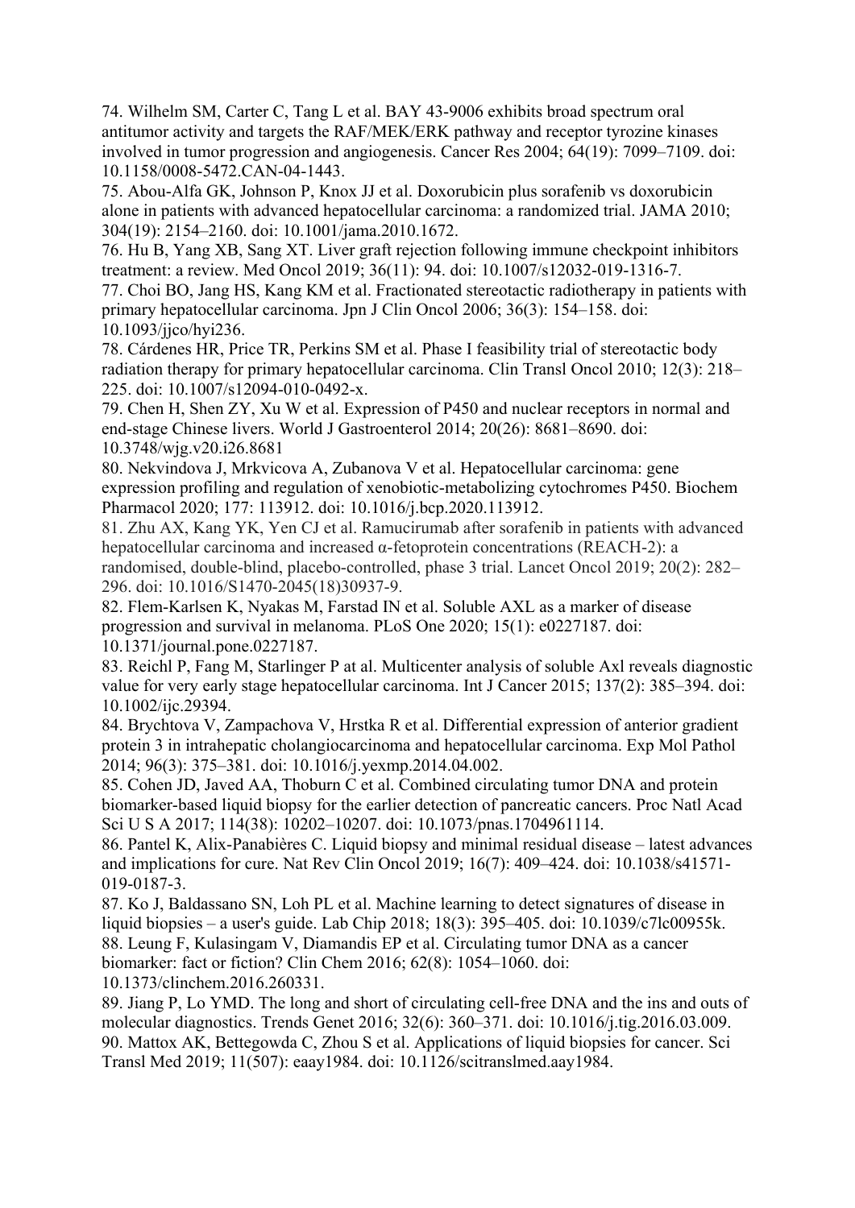74. Wilhelm SM, Carter C, Tang L et al. BAY 43-9006 exhibits broad spectrum oral antitumor activity and targets the RAF/MEK/ERK pathway and receptor tyrozine kinases involved in tumor progression and angiogenesis. Cancer Res 2004; 64(19): 7099–7109. doi: 10.1158/0008-5472.CAN-04-1443.

75. Abou-Alfa GK, Johnson P, Knox JJ et al. Doxorubicin plus sorafenib vs doxorubicin alone in patients with advanced hepatocellular carcinoma: a randomized trial. JAMA 2010; 304(19): 2154–2160. doi: 10.1001/jama.2010.1672.

76. Hu B, Yang XB, Sang XT. Liver graft rejection following immune checkpoint inhibitors treatment: a review. Med Oncol 2019; 36(11): 94. doi: 10.1007/s12032-019-1316-7.

77. Choi BO, Jang HS, Kang KM et al. Fractionated stereotactic radiotherapy in patients with primary hepatocellular carcinoma. Jpn J Clin Oncol 2006; 36(3): 154–158. doi: 10.1093/jjco/hyi236.

78. Cárdenes HR, Price TR, Perkins SM et al. Phase I feasibility trial of stereotactic body radiation therapy for primary hepatocellular carcinoma. Clin Transl Oncol 2010; 12(3): 218–225. doi: 10.1007/s12094-010-0492-x.

79. Chen H, Shen ZY, Xu W et al. Expression of P450 and nuclear receptors in normal and end-stage Chinese livers. World J Gastroenterol 2014; 20(26): 8681–8690. doi: 10.3748/wjg.v20.i26.8681

80. Nekvindova J, Mrkvicova A, Zubanova V et al. Hepatocellular carcinoma: gene expression profiling and regulation of xenobiotic-metabolizing cytochromes P450. Biochem Pharmacol 2020; 177: 113912. doi: 10.1016/j.bcp.2020.113912.

81. Zhu AX, Kang YK, Yen CJ et al. Ramucirumab after sorafenib in patients with advanced hepatocellular carcinoma and increased α-fetoprotein concentrations (REACH-2): a randomised, double-blind, placebo-controlled, phase 3 trial. Lancet Oncol 2019; 20(2): 282–296. doi: 10.1016/S1470-2045(18)30937-9.

82. Flem-Karlsen K, Nyakas M, Farstad IN et al. Soluble AXL as a marker of disease progression and survival in melanoma. PLoS One 2020; 15(1): e0227187. doi: 10.1371/journal.pone.0227187.

83. Reichl P, Fang M, Starlinger P at al. Multicenter analysis of soluble Axl reveals diagnostic value for very early stage hepatocellular carcinoma. Int J Cancer 2015; 137(2): 385–394. doi: 10.1002/ijc.29394.

84. Brychtova V, Zampachova V, Hrstka R et al. Differential expression of anterior gradient protein 3 in intrahepatic cholangiocarcinoma and hepatocellular carcinoma. Exp Mol Pathol 2014; 96(3): 375–381. doi: 10.1016/j.yexmp.2014.04.002.

85. Cohen JD, Javed AA, Thoburn C et al. Combined circulating tumor DNA and protein biomarker-based liquid biopsy for the earlier detection of pancreatic cancers. Proc Natl Acad Sci U S A 2017; 114(38): 10202–10207. doi: 10.1073/pnas.1704961114.

86. Pantel K, Alix-Panabières C. Liquid biopsy and minimal residual disease – latest advances and implications for cure. Nat Rev Clin Oncol 2019; 16(7): 409–424. doi: 10.1038/s41571-019-0187-3.

87. Ko J, Baldassano SN, Loh PL et al. Machine learning to detect signatures of disease in liquid biopsies – a user's guide. Lab Chip 2018; 18(3): 395–405. doi: 10.1039/c7lc00955k.

88. Leung F, Kulasingam V, Diamandis EP et al. Circulating tumor DNA as a cancer biomarker: fact or fiction? Clin Chem 2016; 62(8): 1054–1060. doi: 10.1373/clinchem.2016.260331.

89. Jiang P, Lo YMD. The long and short of circulating cell-free DNA and the ins and outs of molecular diagnostics. Trends Genet 2016; 32(6): 360–371. doi: 10.1016/j.tig.2016.03.009.

90. Mattox AK, Bettegowda C, Zhou S et al. Applications of liquid biopsies for cancer. Sci Transl Med 2019; 11(507): eaay1984. doi: 10.1126/scitranslmed.aay1984.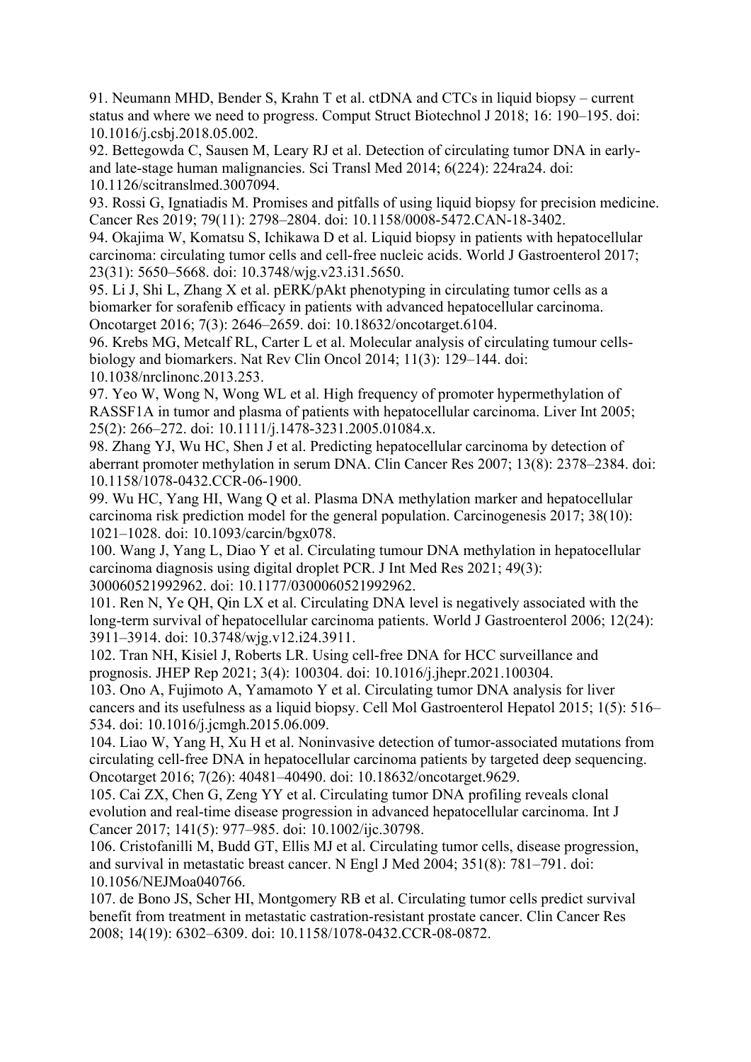91. Neumann MHD, Bender S, Krahn T et al. ctDNA and CTCs in liquid biopsy – current status and where we need to progress. Comput Struct Biotechnol J 2018; 16: 190–195. doi: 10.1016/j.csbj.2018.05.002.

92. Bettegowda C, Sausen M, Leary RJ et al. Detection of circulating tumor DNA in early- and late-stage human malignancies. Sci Transl Med 2014; 6(224): 224ra24. doi: 10.1126/scitranslmed.3007094.

93. Rossi G, Ignatiadis M. Promises and pitfalls of using liquid biopsy for precision medicine. Cancer Res 2019; 79(11): 2798–2804. doi: 10.1158/0008-5472.CAN-18-3402.

94. Okajima W, Komatsu S, Ichikawa D et al. Liquid biopsy in patients with hepatocellular carcinoma: circulating tumor cells and cell-free nucleic acids. World J Gastroenterol 2017; 23(31): 5650–5668. doi: 10.3748/wjg.v23.i31.5650.

95. Li J, Shi L, Zhang X et al. pERK/pAkt phenotyping in circulating tumor cells as a biomarker for sorafenib efficacy in patients with advanced hepatocellular carcinoma. Oncotarget 2016; 7(3): 2646–2659. doi: 10.18632/oncotarget.6104.

96. Krebs MG, Metcalf RL, Carter L et al. Molecular analysis of circulating tumour cells-biology and biomarkers. Nat Rev Clin Oncol 2014; 11(3): 129–144. doi: 10.1038/nrclinonc.2013.253.

97. Yeo W, Wong N, Wong WL et al. High frequency of promoter hypermethylation of RASSF1A in tumor and plasma of patients with hepatocellular carcinoma. Liver Int 2005; 25(2): 266–272. doi: 10.1111/j.1478-3231.2005.01084.x.

98. Zhang YJ, Wu HC, Shen J et al. Predicting hepatocellular carcinoma by detection of aberrant promoter methylation in serum DNA. Clin Cancer Res 2007; 13(8): 2378–2384. doi: 10.1158/1078-0432.CCR-06-1900.

99. Wu HC, Yang HI, Wang Q et al. Plasma DNA methylation marker and hepatocellular carcinoma risk prediction model for the general population. Carcinogenesis 2017; 38(10): 1021–1028. doi: 10.1093/carcin/bgx078.

100. Wang J, Yang L, Diao Y et al. Circulating tumour DNA methylation in hepatocellular carcinoma diagnosis using digital droplet PCR. J Int Med Res 2021; 49(3): 300060521992962. doi: 10.1177/0300060521992962.

101. Ren N, Ye QH, Qin LX et al. Circulating DNA level is negatively associated with the long-term survival of hepatocellular carcinoma patients. World J Gastroenterol 2006; 12(24): 3911–3914. doi: 10.3748/wjg.v12.i24.3911.

102. Tran NH, Kisiel J, Roberts LR. Using cell-free DNA for HCC surveillance and prognosis. JHEP Rep 2021; 3(4): 100304. doi: 10.1016/j.jhepr.2021.100304.

103. Ono A, Fujimoto A, Yamamoto Y et al. Circulating tumor DNA analysis for liver cancers and its usefulness as a liquid biopsy. Cell Mol Gastroenterol Hepatol 2015; 1(5): 516–534. doi: 10.1016/j.jcmgh.2015.06.009.

104. Liao W, Yang H, Xu H et al. Noninvasive detection of tumor-associated mutations from circulating cell-free DNA in hepatocellular carcinoma patients by targeted deep sequencing. Oncotarget 2016; 7(26): 40481–40490. doi: 10.18632/oncotarget.9629.

105. Cai ZX, Chen G, Zeng YY et al. Circulating tumor DNA profiling reveals clonal evolution and real-time disease progression in advanced hepatocellular carcinoma. Int J Cancer 2017; 141(5): 977–985. doi: 10.1002/ijc.30798.

106. Cristofanilli M, Budd GT, Ellis MJ et al. Circulating tumor cells, disease progression, and survival in metastatic breast cancer. N Engl J Med 2004; 351(8): 781–791. doi: 10.1056/NEJMoa040766.

107. de Bono JS, Scher HI, Montgomery RB et al. Circulating tumor cells predict survival benefit from treatment in metastatic castration-resistant prostate cancer. Clin Cancer Res 2008; 14(19): 6302–6309. doi: 10.1158/1078-0432.CCR-08-0872.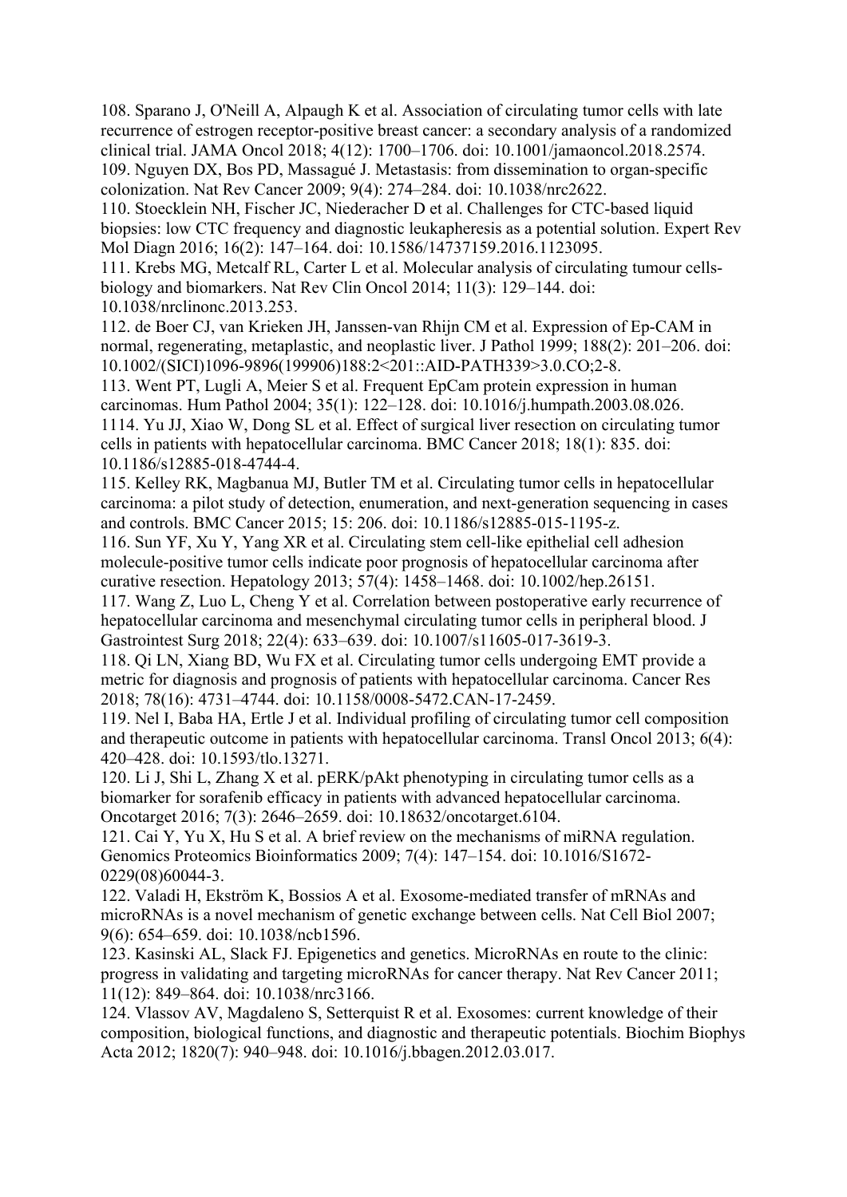108. Sparano J, O'Neill A, Alpaugh K et al. Association of circulating tumor cells with late recurrence of estrogen receptor-positive breast cancer: a secondary analysis of a randomized clinical trial. JAMA Oncol 2018; 4(12): 1700–1706. doi: 10.1001/jamaoncol.2018.2574.

109. Nguyen DX, Bos PD, Massagué J. Metastasis: from dissemination to organ-specific colonization. Nat Rev Cancer 2009; 9(4): 274–284. doi: 10.1038/nrc2622.

110. Stoecklein NH, Fischer JC, Niederacher D et al. Challenges for CTC-based liquid biopsies: low CTC frequency and diagnostic leukapheresis as a potential solution. Expert Rev Mol Diagn 2016; 16(2): 147–164. doi: 10.1586/14737159.2016.1123095.

111. Krebs MG, Metcalf RL, Carter L et al. Molecular analysis of circulating tumour cells-biology and biomarkers. Nat Rev Clin Oncol 2014; 11(3): 129–144. doi: 10.1038/nrclinonc.2013.253.

112. de Boer CJ, van Krieken JH, Janssen-van Rhijn CM et al. Expression of Ep-CAM in normal, regenerating, metaplastic, and neoplastic liver. J Pathol 1999; 188(2): 201–206. doi: 10.1002/(SICI)1096-9896(199906)188:2<201::AID-PATH339>3.0.CO;2-8.

113. Went PT, Lugli A, Meier S et al. Frequent EpCam protein expression in human carcinomas. Hum Pathol 2004; 35(1): 122–128. doi: 10.1016/j.humpath.2003.08.026.

1114. Yu JJ, Xiao W, Dong SL et al. Effect of surgical liver resection on circulating tumor cells in patients with hepatocellular carcinoma. BMC Cancer 2018; 18(1): 835. doi: 10.1186/s12885-018-4744-4.

115. Kelley RK, Magbanua MJ, Butler TM et al. Circulating tumor cells in hepatocellular carcinoma: a pilot study of detection, enumeration, and next-generation sequencing in cases and controls. BMC Cancer 2015; 15: 206. doi: 10.1186/s12885-015-1195-z.

116. Sun YF, Xu Y, Yang XR et al. Circulating stem cell-like epithelial cell adhesion molecule-positive tumor cells indicate poor prognosis of hepatocellular carcinoma after curative resection. Hepatology 2013; 57(4): 1458–1468. doi: 10.1002/hep.26151.

117. Wang Z, Luo L, Cheng Y et al. Correlation between postoperative early recurrence of hepatocellular carcinoma and mesenchymal circulating tumor cells in peripheral blood. J Gastrointest Surg 2018; 22(4): 633–639. doi: 10.1007/s11605-017-3619-3.

118. Qi LN, Xiang BD, Wu FX et al. Circulating tumor cells undergoing EMT provide a metric for diagnosis and prognosis of patients with hepatocellular carcinoma. Cancer Res 2018; 78(16): 4731–4744. doi: 10.1158/0008-5472.CAN-17-2459.

119. Nel I, Baba HA, Ertle J et al. Individual profiling of circulating tumor cell composition and therapeutic outcome in patients with hepatocellular carcinoma. Transl Oncol 2013; 6(4): 420–428. doi: 10.1593/tlo.13271.

120. Li J, Shi L, Zhang X et al. pERK/pAkt phenotyping in circulating tumor cells as a biomarker for sorafenib efficacy in patients with advanced hepatocellular carcinoma. Oncotarget 2016; 7(3): 2646–2659. doi: 10.18632/oncotarget.6104.

121. Cai Y, Yu X, Hu S et al. A brief review on the mechanisms of miRNA regulation. Genomics Proteomics Bioinformatics 2009; 7(4): 147–154. doi: 10.1016/S1672-0229(08)60044-3.

122. Valadi H, Ekström K, Bossios A et al. Exosome-mediated transfer of mRNAs and microRNAs is a novel mechanism of genetic exchange between cells. Nat Cell Biol 2007; 9(6): 654–659. doi: 10.1038/ncb1596.

123. Kasinski AL, Slack FJ. Epigenetics and genetics. MicroRNAs en route to the clinic: progress in validating and targeting microRNAs for cancer therapy. Nat Rev Cancer 2011; 11(12): 849–864. doi: 10.1038/nrc3166.

124. Vlassov AV, Magdaleno S, Setterquist R et al. Exosomes: current knowledge of their composition, biological functions, and diagnostic and therapeutic potentials. Biochim Biophys Acta 2012; 1820(7): 940–948. doi: 10.1016/j.bbagen.2012.03.017.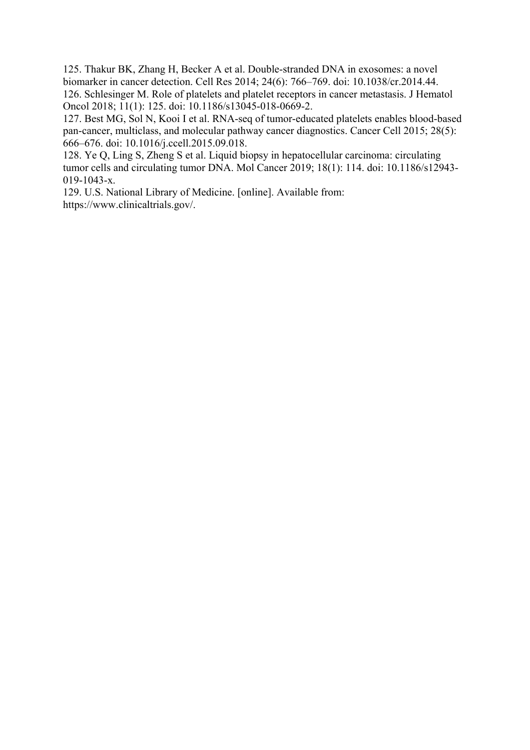125. Thakur BK, Zhang H, Becker A et al. Double-stranded DNA in exosomes: a novel biomarker in cancer detection. Cell Res 2014; 24(6): 766–769. doi: 10.1038/cr.2014.44.

126. Schlesinger M. Role of platelets and platelet receptors in cancer metastasis. J Hematol Oncol 2018; 11(1): 125. doi: 10.1186/s13045-018-0669-2.

127. Best MG, Sol N, Kooi I et al. RNA-seq of tumor-educated platelets enables blood-based pan-cancer, multiclass, and molecular pathway cancer diagnostics. Cancer Cell 2015; 28(5): 666–676. doi: 10.1016/j.ccell.2015.09.018.

128. Ye Q, Ling S, Zheng S et al. Liquid biopsy in hepatocellular carcinoma: circulating tumor cells and circulating tumor DNA. Mol Cancer 2019; 18(1): 114. doi: 10.1186/s12943-019-1043-x.

129. U.S. National Library of Medicine. [online]. Available from: https://www.clinicaltrials.gov/.